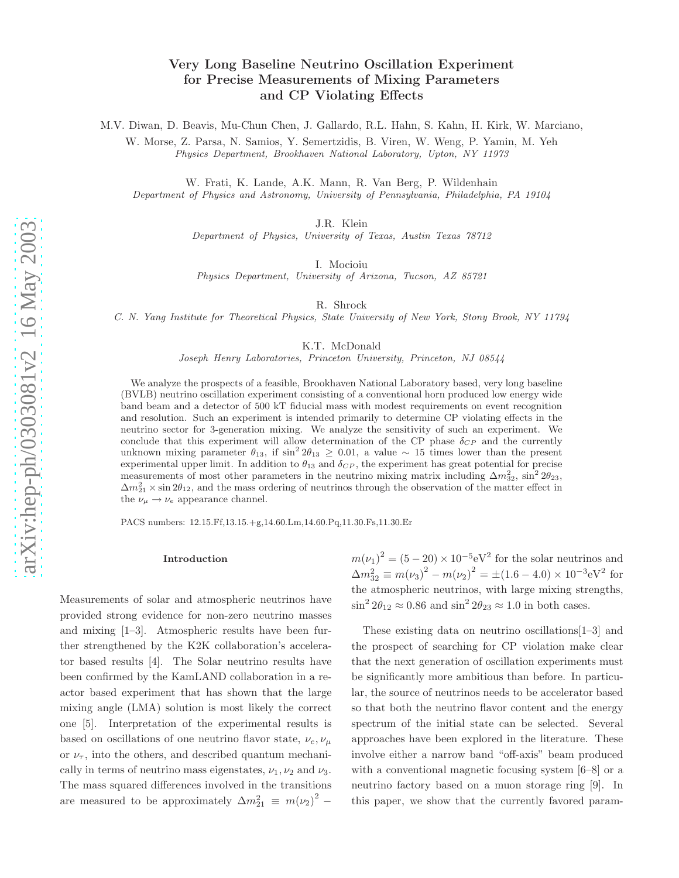# Very Long Baseline Neutrino Oscillation Experiment for Precise Measurements of Mixing Parameters and CP Violating Effects

M.V. Diwan, D. Beavis, Mu-Chun Chen, J. Gallardo, R.L. Hahn, S. Kahn, H. Kirk, W. Marciano, W. Morse, Z. Parsa, N. Samios, Y. Semertzidis, B. Viren, W. Weng, P. Yamin, M. Yeh
*Physics Department, Brookhaven National Laboratory, Upton, NY 11973*

W. Frati, K. Lande, A.K. Mann, R. Van Berg, P. Wildenhain
*Department of Physics and Astronomy, University of Pennsylvania, Philadelphia, PA 19104*

J.R. Klein
*Department of Physics, University of Texas, Austin Texas 78712*

I. Mocioiu
*Physics Department, University of Arizona, Tucson, AZ 85721*

R. Shrock
*C. N. Yang Institute for Theoretical Physics, State University of New York, Stony Brook, NY 11794*

K.T. McDonald
*Joseph Henry Laboratories, Princeton University, Princeton, NJ 08544*

We analyze the prospects of a feasible, Brookhaven National Laboratory based, very long baseline (BVLB) neutrino oscillation experiment consisting of a conventional horn produced low energy wide band beam and a detector of 500 kT fiducial mass with modest requirements on event recognition and resolution. Such an experiment is intended primarily to determine CP violating effects in the neutrino sector for 3-generation mixing. We analyze the sensitivity of such an experiment. We conclude that this experiment will allow determination of the CP phase $\delta_{CP}$ and the currently unknown mixing parameter $\theta_{13}$, if $\sin^2 2\theta_{13} \geq 0.01$, a value $\sim$ 15 times lower than the present experimental upper limit. In addition to $\theta_{13}$ and $\delta_{CP}$, the experiment has great potential for precise measurements of most other parameters in the neutrino mixing matrix including $\Delta m^2_{32}$, $\sin^2 2\theta_{23}$, $\Delta m^2_{21} \times \sin 2\theta_{12}$, and the mass ordering of neutrinos through the observation of the matter effect in the $\nu_\mu \to \nu_e$ appearance channel.

PACS numbers: 12.15.Ff,13.15.+g,14.60.Lm,14.60.Pq,11.30.Fs,11.30.Er

## Introduction

Measurements of solar and atmospheric neutrinos have provided strong evidence for non-zero neutrino masses and mixing [1–3]. Atmospheric results have been further strengthened by the K2K collaboration's accelerator based results [4]. The Solar neutrino results have been confirmed by the KamLAND collaboration in a reactor based experiment that has shown that the large mixing angle (LMA) solution is most likely the correct one [5]. Interpretation of the experimental results is based on oscillations of one neutrino flavor state, $\nu_e, \nu_\mu$ or $\nu_\tau$, into the others, and described quantum mechanically in terms of neutrino mass eigenstates, $\nu_1, \nu_2$ and $\nu_3$. The mass squared differences involved in the transitions are measured to be approximately $\Delta m^2_{21} \equiv m(\nu_2)^2 - m(\nu_1)^2 = (5-20) \times 10^{-5}\text{eV}^2$ for the solar neutrinos and $\Delta m^2_{32} \equiv m(\nu_3)^2 - m(\nu_2)^2 = \pm(1.6-4.0) \times 10^{-3}\text{eV}^2$ for the atmospheric neutrinos, with large mixing strengths, $\sin^2 2\theta_{12} \approx 0.86$ and $\sin^2 2\theta_{23} \approx 1.0$ in both cases.

These existing data on neutrino oscillations[1–3] and the prospect of searching for CP violation make clear that the next generation of oscillation experiments must be significantly more ambitious than before. In particular, the source of neutrinos needs to be accelerator based so that both the neutrino flavor content and the energy spectrum of the initial state can be selected. Several approaches have been explored in the literature. These involve either a narrow band "off-axis" beam produced with a conventional magnetic focusing system [6–8] or a neutrino factory based on a muon storage ring [9]. In this paper, we show that the currently favored param-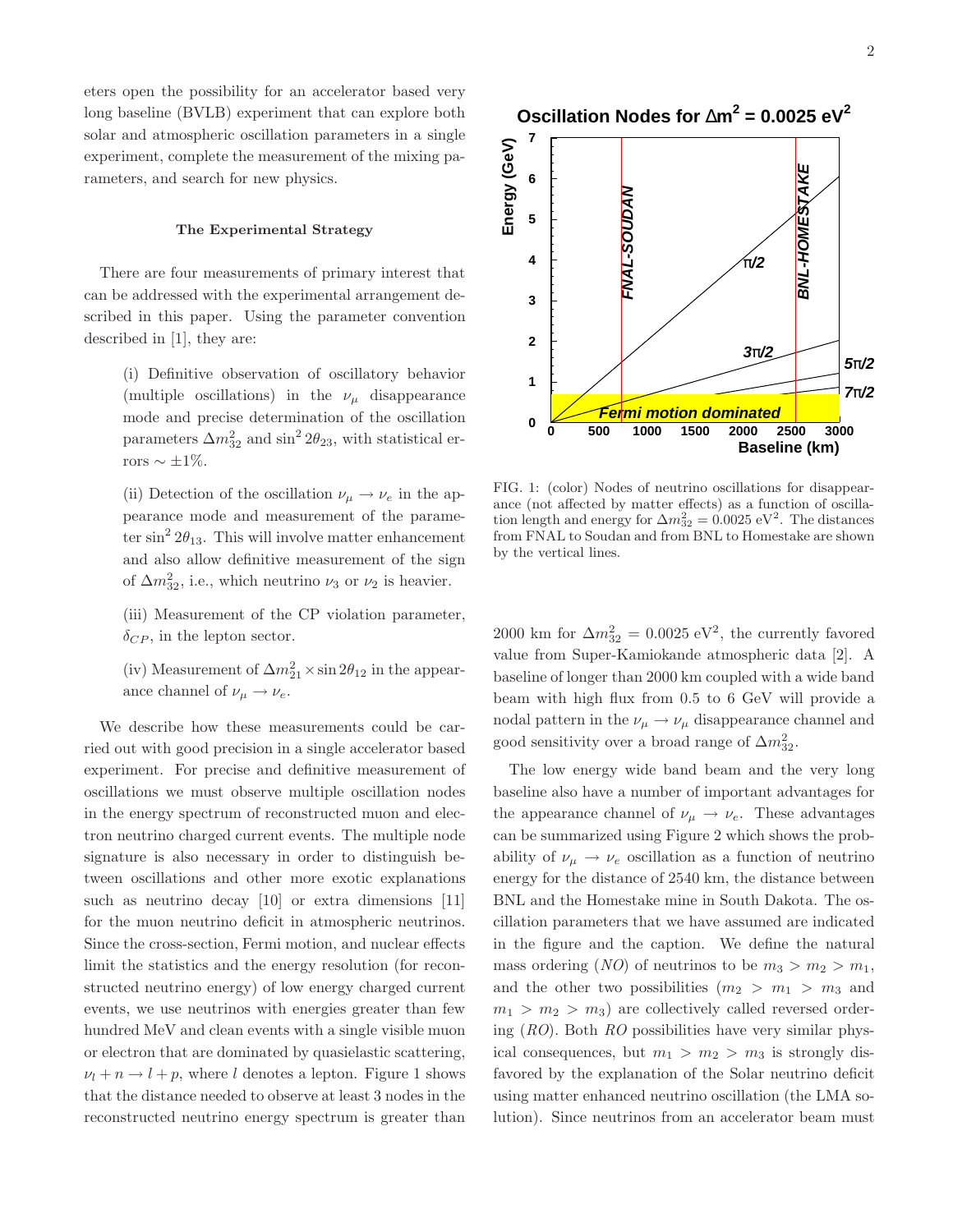eters open the possibility for an accelerator based very long baseline (BVLB) experiment that can explore both solar and atmospheric oscillation parameters in a single experiment, complete the measurement of the mixing parameters, and search for new physics.

### The Experimental Strategy

There are four measurements of primary interest that can be addressed with the experimental arrangement described in this paper. Using the parameter convention described in [1], they are:

(i) Definitive observation of oscillatory behavior (multiple oscillations) in the $\nu_\mu$ disappearance mode and precise determination of the oscillation parameters $\Delta m^2_{32}$ and $\sin^2 2\theta_{23}$, with statistical errors $\sim \pm 1\%$.

(ii) Detection of the oscillation $\nu_\mu \to \nu_e$ in the appearance mode and measurement of the parameter $\sin^2 2\theta_{13}$. This will involve matter enhancement and also allow definitive measurement of the sign of $\Delta m^2_{32}$, i.e., which neutrino $\nu_3$ or $\nu_2$ is heavier.

(iii) Measurement of the CP violation parameter, $\delta_{CP}$, in the lepton sector.

(iv) Measurement of $\Delta m^2_{21} \times \sin 2\theta_{12}$ in the appearance channel of $\nu_\mu \to \nu_e$.

We describe how these measurements could be carried out with good precision in a single accelerator based experiment. For precise and definitive measurement of oscillations we must observe multiple oscillation nodes in the energy spectrum of reconstructed muon and electron neutrino charged current events. The multiple node signature is also necessary in order to distinguish between oscillations and other more exotic explanations such as neutrino decay [10] or extra dimensions [11] for the muon neutrino deficit in atmospheric neutrinos. Since the cross-section, Fermi motion, and nuclear effects limit the statistics and the energy resolution (for reconstructed neutrino energy) of low energy charged current events, we use neutrinos with energies greater than few hundred MeV and clean events with a single visible muon or electron that are dominated by quasielastic scattering, $\nu_l + n \to l + p$, where $l$ denotes a lepton. Figure 1 shows that the distance needed to observe at least 3 nodes in the reconstructed neutrino energy spectrum is greater than 2000 km for $\Delta m^2_{32} = 0.0025$ eV$^2$, the currently favored value from Super-Kamiokande atmospheric data [2]. A baseline of longer than 2000 km coupled with a wide band beam with high flux from 0.5 to 6 GeV will provide a nodal pattern in the $\nu_\mu \to \nu_\mu$ disappearance channel and good sensitivity over a broad range of $\Delta m^2_{32}$.

FIG. 1: (color) Nodes of neutrino oscillations for disappearance (not affected by matter effects) as a function of oscillation length and energy for $\Delta m^2_{32} = 0.0025$ eV$^2$. The distances from FNAL to Soudan and from BNL to Homestake are shown by the vertical lines.

The low energy wide band beam and the very long baseline also have a number of important advantages for the appearance channel of $\nu_\mu \to \nu_e$. These advantages can be summarized using Figure 2 which shows the probability of $\nu_\mu \to \nu_e$ oscillation as a function of neutrino energy for the distance of 2540 km, the distance between BNL and the Homestake mine in South Dakota. The oscillation parameters that we have assumed are indicated in the figure and the caption. We define the natural mass ordering ($NO$) of neutrinos to be $m_3 > m_2 > m_1$, and the other two possibilities ($m_2 > m_1 > m_3$ and $m_1 > m_2 > m_3$) are collectively called reversed ordering ($RO$). Both $RO$ possibilities have very similar physical consequences, but $m_1 > m_2 > m_3$ is strongly disfavored by the explanation of the Solar neutrino deficit using matter enhanced neutrino oscillation (the LMA solution). Since neutrinos from an accelerator beam must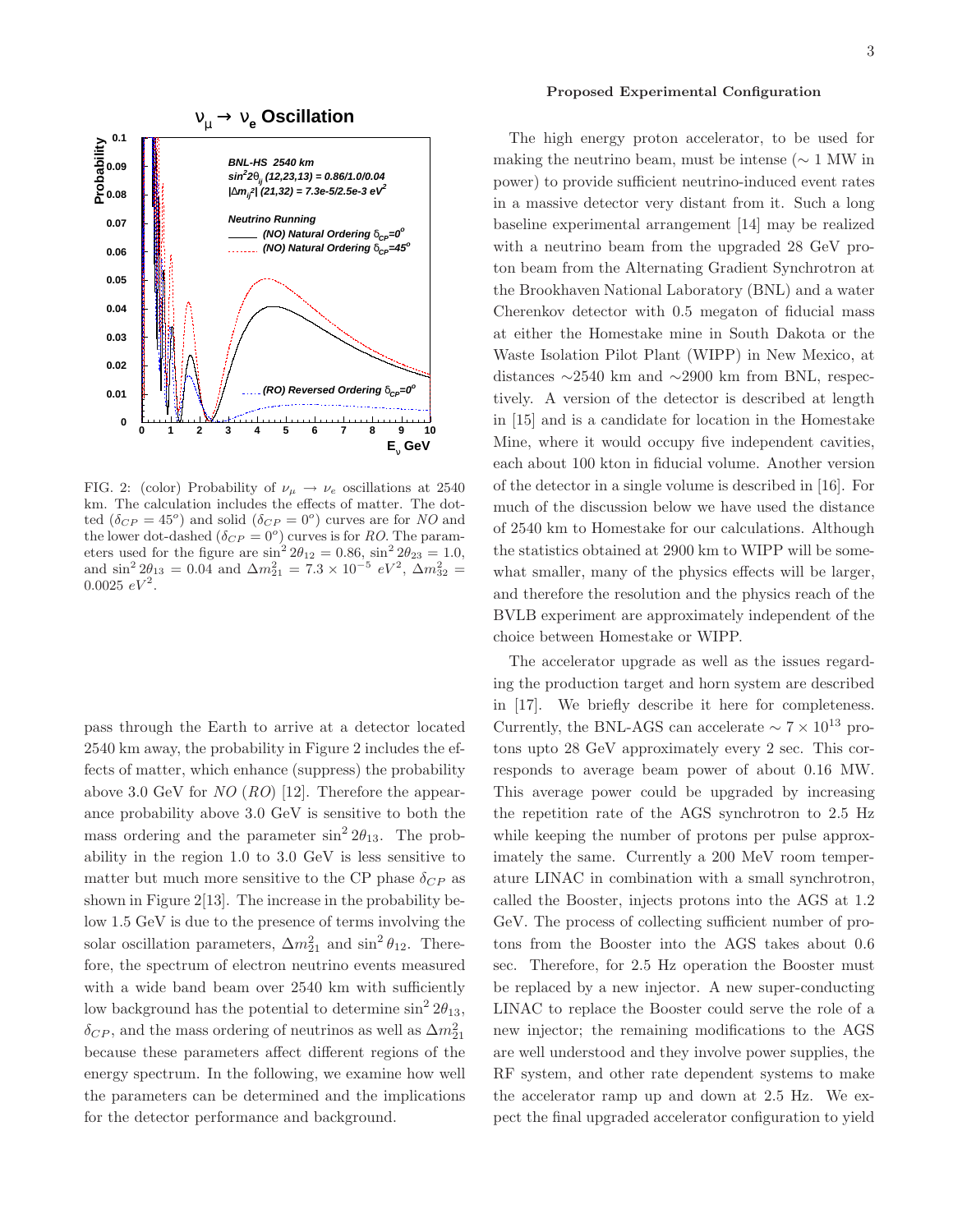FIG. 2: (color) Probability of $\nu_\mu \rightarrow \nu_e$ oscillations at 2540 km. The calculation includes the effects of matter. The dotted ($\delta_{CP} = 45^o$) and solid ($\delta_{CP} = 0^o$) curves are for *NO* and the lower dot-dashed ($\delta_{CP} = 0^o$) curves is for *RO*. The parameters used for the figure are $\sin^2 2\theta_{12} = 0.86$, $\sin^2 2\theta_{23} = 1.0$, and $\sin^2 2\theta_{13} = 0.04$ and $\Delta m^2_{21} = 7.3 \times 10^{-5}\ eV^2$, $\Delta m^2_{32} = 0.0025\ eV^2$.

pass through the Earth to arrive at a detector located 2540 km away, the probability in Figure 2 includes the effects of matter, which enhance (suppress) the probability above 3.0 GeV for *NO* (*RO*) [12]. Therefore the appearance probability above 3.0 GeV is sensitive to both the mass ordering and the parameter $\sin^2 2\theta_{13}$. The probability in the region 1.0 to 3.0 GeV is less sensitive to matter but much more sensitive to the CP phase $\delta_{CP}$ as shown in Figure 2[13]. The increase in the probability below 1.5 GeV is due to the presence of terms involving the solar oscillation parameters, $\Delta m^2_{21}$ and $\sin^2\theta_{12}$. Therefore, the spectrum of electron neutrino events measured with a wide band beam over 2540 km with sufficiently low background has the potential to determine $\sin^2 2\theta_{13}$, $\delta_{CP}$, and the mass ordering of neutrinos as well as $\Delta m^2_{21}$ because these parameters affect different regions of the energy spectrum. In the following, we examine how well the parameters can be determined and the implications for the detector performance and background.

### Proposed Experimental Configuration

The high energy proton accelerator, to be used for making the neutrino beam, must be intense ($\sim$ 1 MW in power) to provide sufficient neutrino-induced event rates in a massive detector very distant from it. Such a long baseline experimental arrangement [14] may be realized with a neutrino beam from the upgraded 28 GeV proton beam from the Alternating Gradient Synchrotron at the Brookhaven National Laboratory (BNL) and a water Cherenkov detector with 0.5 megaton of fiducial mass at either the Homestake mine in South Dakota or the Waste Isolation Pilot Plant (WIPP) in New Mexico, at distances $\sim$2540 km and $\sim$2900 km from BNL, respectively. A version of the detector is described at length in [15] and is a candidate for location in the Homestake Mine, where it would occupy five independent cavities, each about 100 kton in fiducial volume. Another version of the detector in a single volume is described in [16]. For much of the discussion below we have used the distance of 2540 km to Homestake for our calculations. Although the statistics obtained at 2900 km to WIPP will be somewhat smaller, many of the physics effects will be larger, and therefore the resolution and the physics reach of the BVLB experiment are approximately independent of the choice between Homestake or WIPP.

The accelerator upgrade as well as the issues regarding the production target and horn system are described in [17]. We briefly describe it here for completeness. Currently, the BNL-AGS can accelerate $\sim 7 \times 10^{13}$ protons upto 28 GeV approximately every 2 sec. This corresponds to average beam power of about 0.16 MW. This average power could be upgraded by increasing the repetition rate of the AGS synchrotron to 2.5 Hz while keeping the number of protons per pulse approximately the same. Currently a 200 MeV room temperature LINAC in combination with a small synchrotron, called the Booster, injects protons into the AGS at 1.2 GeV. The process of collecting sufficient number of protons from the Booster into the AGS takes about 0.6 sec. Therefore, for 2.5 Hz operation the Booster must be replaced by a new injector. A new super-conducting LINAC to replace the Booster could serve the role of a new injector; the remaining modifications to the AGS are well understood and they involve power supplies, the RF system, and other rate dependent systems to make the accelerator ramp up and down at 2.5 Hz. We expect the final upgraded accelerator configuration to yield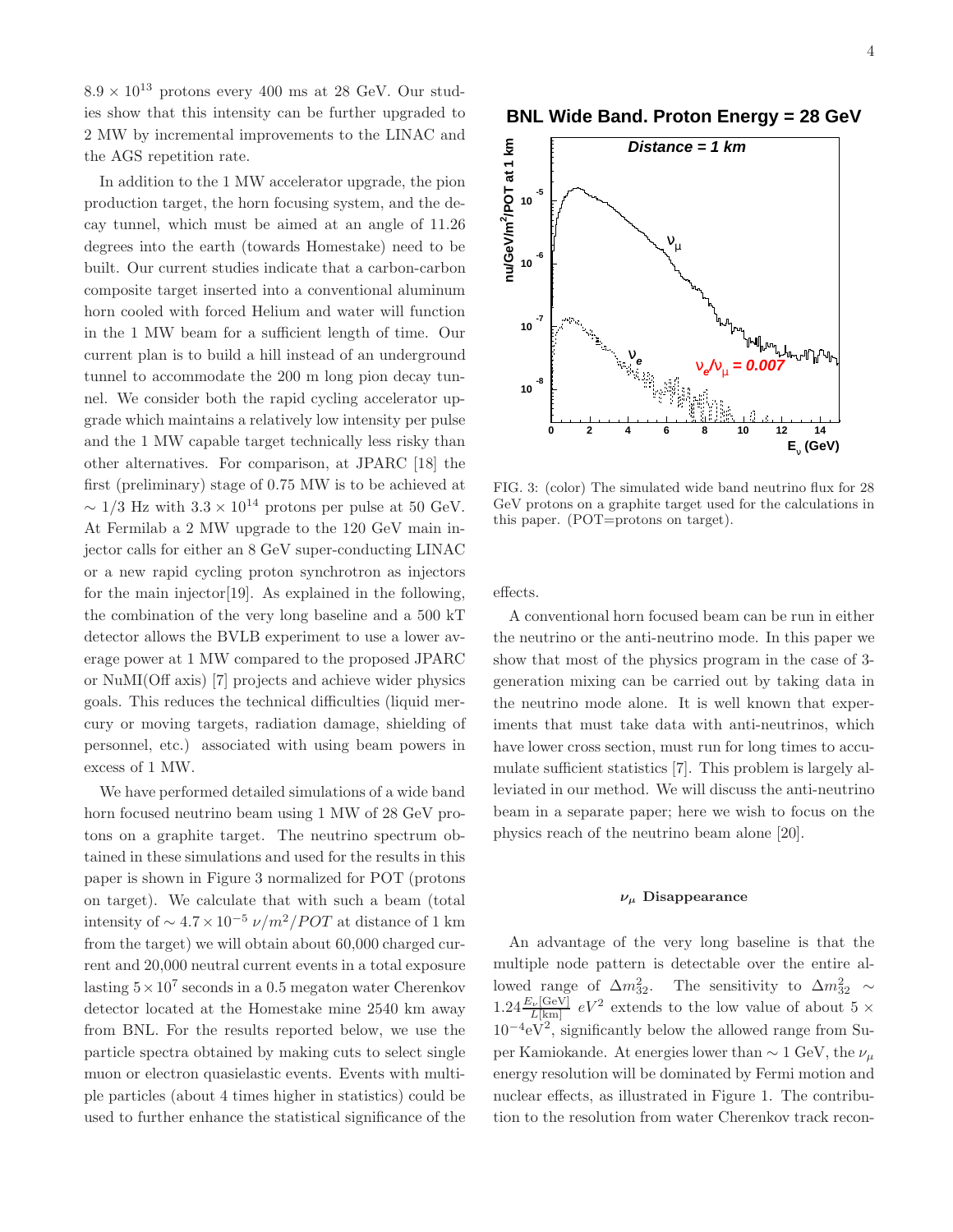$8.9 \times 10^{13}$ protons every 400 ms at 28 GeV. Our studies show that this intensity can be further upgraded to 2 MW by incremental improvements to the LINAC and the AGS repetition rate.

In addition to the 1 MW accelerator upgrade, the pion production target, the horn focusing system, and the decay tunnel, which must be aimed at an angle of 11.26 degrees into the earth (towards Homestake) need to be built. Our current studies indicate that a carbon-carbon composite target inserted into a conventional aluminum horn cooled with forced Helium and water will function in the 1 MW beam for a sufficient length of time. Our current plan is to build a hill instead of an underground tunnel to accommodate the 200 m long pion decay tunnel. We consider both the rapid cycling accelerator upgrade which maintains a relatively low intensity per pulse and the 1 MW capable target technically less risky than other alternatives. For comparison, at JPARC [18] the first (preliminary) stage of 0.75 MW is to be achieved at $\sim 1/3$ Hz with $3.3 \times 10^{14}$ protons per pulse at 50 GeV. At Fermilab a 2 MW upgrade to the 120 GeV main injector calls for either an 8 GeV super-conducting LINAC or a new rapid cycling proton synchrotron as injectors for the main injector[19]. As explained in the following, the combination of the very long baseline and a 500 kT detector allows the BVLB experiment to use a lower average power at 1 MW compared to the proposed JPARC or NuMI(Off axis) [7] projects and achieve wider physics goals. This reduces the technical difficulties (liquid mercury or moving targets, radiation damage, shielding of personnel, etc.) associated with using beam powers in excess of 1 MW.

We have performed detailed simulations of a wide band horn focused neutrino beam using 1 MW of 28 GeV protons on a graphite target. The neutrino spectrum obtained in these simulations and used for the results in this paper is shown in Figure 3 normalized for POT (protons on target). We calculate that with such a beam (total intensity of $\sim 4.7 \times 10^{-5}\ \nu/m^2/POT$ at distance of 1 km from the target) we will obtain about 60,000 charged current and 20,000 neutral current events in a total exposure lasting $5 \times 10^7$ seconds in a 0.5 megaton water Cherenkov detector located at the Homestake mine 2540 km away from BNL. For the results reported below, we use the particle spectra obtained by making cuts to select single muon or electron quasielastic events. Events with multiple particles (about 4 times higher in statistics) could be used to further enhance the statistical significance of the effects.

FIG. 3: (color) The simulated wide band neutrino flux for 28 GeV protons on a graphite target used for the calculations in this paper. (POT=protons on target).

A conventional horn focused beam can be run in either the neutrino or the anti-neutrino mode. In this paper we show that most of the physics program in the case of 3-generation mixing can be carried out by taking data in the neutrino mode alone. It is well known that experiments that must take data with anti-neutrinos, which have lower cross section, must run for long times to accumulate sufficient statistics [7]. This problem is largely alleviated in our method. We will discuss the anti-neutrino beam in a separate paper; here we wish to focus on the physics reach of the neutrino beam alone [20].

### $\nu_\mu$ Disappearance

An advantage of the very long baseline is that the multiple node pattern is detectable over the entire allowed range of $\Delta m^2_{32}$. The sensitivity to $\Delta m^2_{32} \sim 1.24 \frac{E_\nu[\mathrm{GeV}]}{L[\mathrm{km}]}\ eV^2$ extends to the low value of about $5 \times 10^{-4}\mathrm{eV}^2$, significantly below the allowed range from Super Kamiokande. At energies lower than $\sim 1$ GeV, the $\nu_\mu$ energy resolution will be dominated by Fermi motion and nuclear effects, as illustrated in Figure 1. The contribution to the resolution from water Cherenkov track recon-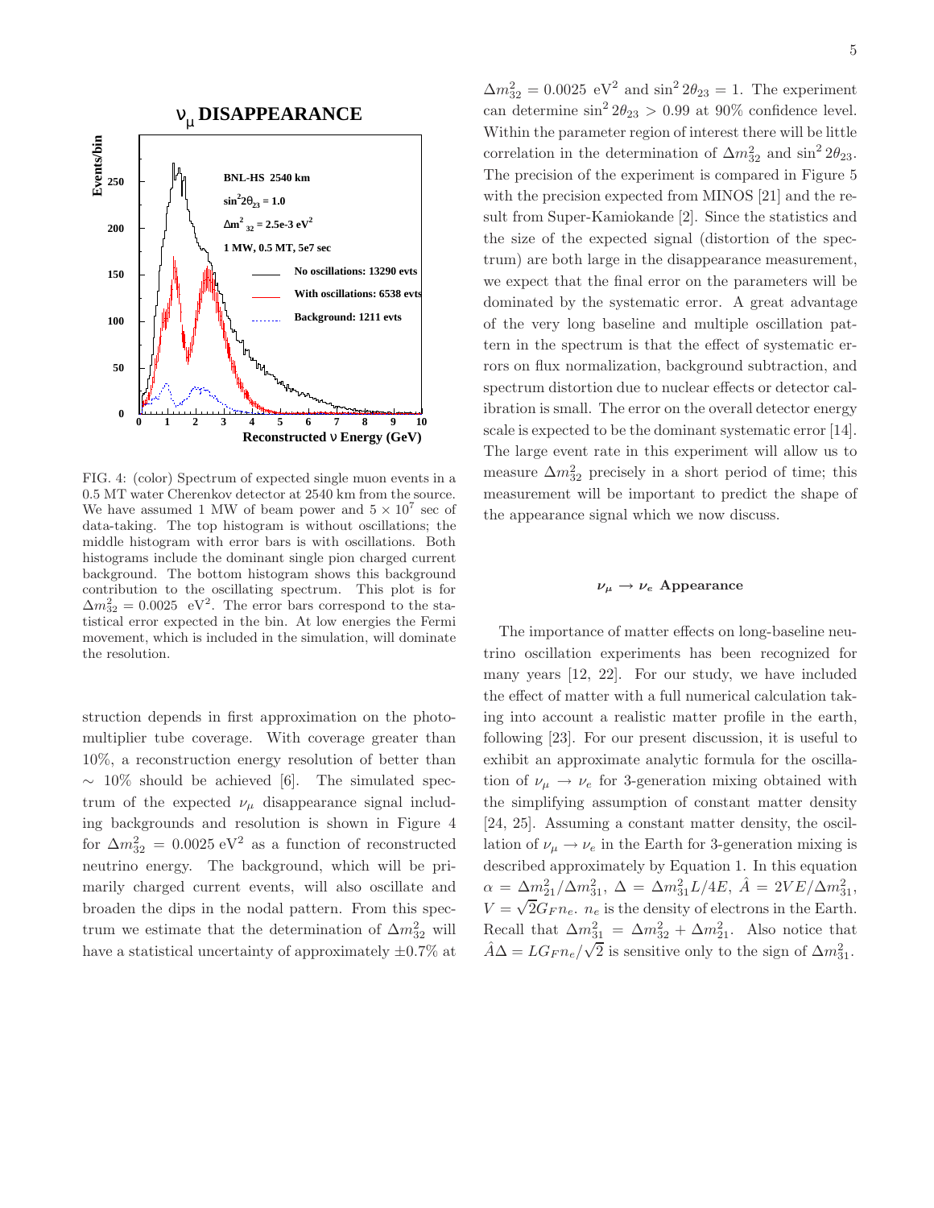FIG. 4: (color) Spectrum of expected single muon events in a 0.5 MT water Cherenkov detector at 2540 km from the source. We have assumed 1 MW of beam power and $5 \times 10^7$ sec of data-taking. The top histogram is without oscillations; the middle histogram with error bars is with oscillations. Both histograms include the dominant single pion charged current background. The bottom histogram shows this background contribution to the oscillating spectrum. This plot is for $\Delta m^2_{32} = 0.0025$ eV$^2$. The error bars correspond to the statistical error expected in the bin. At low energies the Fermi movement, which is included in the simulation, will dominate the resolution.

struction depends in first approximation on the photomultiplier tube coverage. With coverage greater than 10%, a reconstruction energy resolution of better than $\sim$ 10% should be achieved [6]. The simulated spectrum of the expected $\nu_\mu$ disappearance signal including backgrounds and resolution is shown in Figure 4 for $\Delta m^2_{32} = 0.0025$ eV$^2$ as a function of reconstructed neutrino energy. The background, which will be primarily charged current events, will also oscillate and broaden the dips in the nodal pattern. From this spectrum we estimate that the determination of $\Delta m^2_{32}$ will have a statistical uncertainty of approximately $\pm 0.7\%$ at $\Delta m^2_{32} = 0.0025$ eV$^2$ and $\sin^2 2\theta_{23} = 1$. The experiment can determine $\sin^2 2\theta_{23} > 0.99$ at 90% confidence level. Within the parameter region of interest there will be little correlation in the determination of $\Delta m^2_{32}$ and $\sin^2 2\theta_{23}$. The precision of the experiment is compared in Figure 5 with the precision expected from MINOS [21] and the result from Super-Kamiokande [2]. Since the statistics and the size of the expected signal (distortion of the spectrum) are both large in the disappearance measurement, we expect that the final error on the parameters will be dominated by the systematic error. A great advantage of the very long baseline and multiple oscillation pattern in the spectrum is that the effect of systematic errors on flux normalization, background subtraction, and spectrum distortion due to nuclear effects or detector calibration is small. The error on the overall detector energy scale is expected to be the dominant systematic error [14]. The large event rate in this experiment will allow us to measure $\Delta m^2_{32}$ precisely in a short period of time; this measurement will be important to predict the shape of the appearance signal which we now discuss.

### $\nu_\mu \to \nu_e$ Appearance

The importance of matter effects on long-baseline neutrino oscillation experiments has been recognized for many years [12, 22]. For our study, we have included the effect of matter with a full numerical calculation taking into account a realistic matter profile in the earth, following [23]. For our present discussion, it is useful to exhibit an approximate analytic formula for the oscillation of $\nu_\mu \to \nu_e$ for 3-generation mixing obtained with the simplifying assumption of constant matter density [24, 25]. Assuming a constant matter density, the oscillation of $\nu_\mu \to \nu_e$ in the Earth for 3-generation mixing is described approximately by Equation 1. In this equation $\alpha = \Delta m^2_{21}/\Delta m^2_{31}$, $\Delta = \Delta m^2_{31} L/4E$, $\hat{A} = 2VE/\Delta m^2_{31}$, $V = \sqrt{2} G_F n_e$. $n_e$ is the density of electrons in the Earth. Recall that $\Delta m^2_{31} = \Delta m^2_{32} + \Delta m^2_{21}$. Also notice that $\hat{A}\Delta = L G_F n_e/\sqrt{2}$ is sensitive only to the sign of $\Delta m^2_{31}$.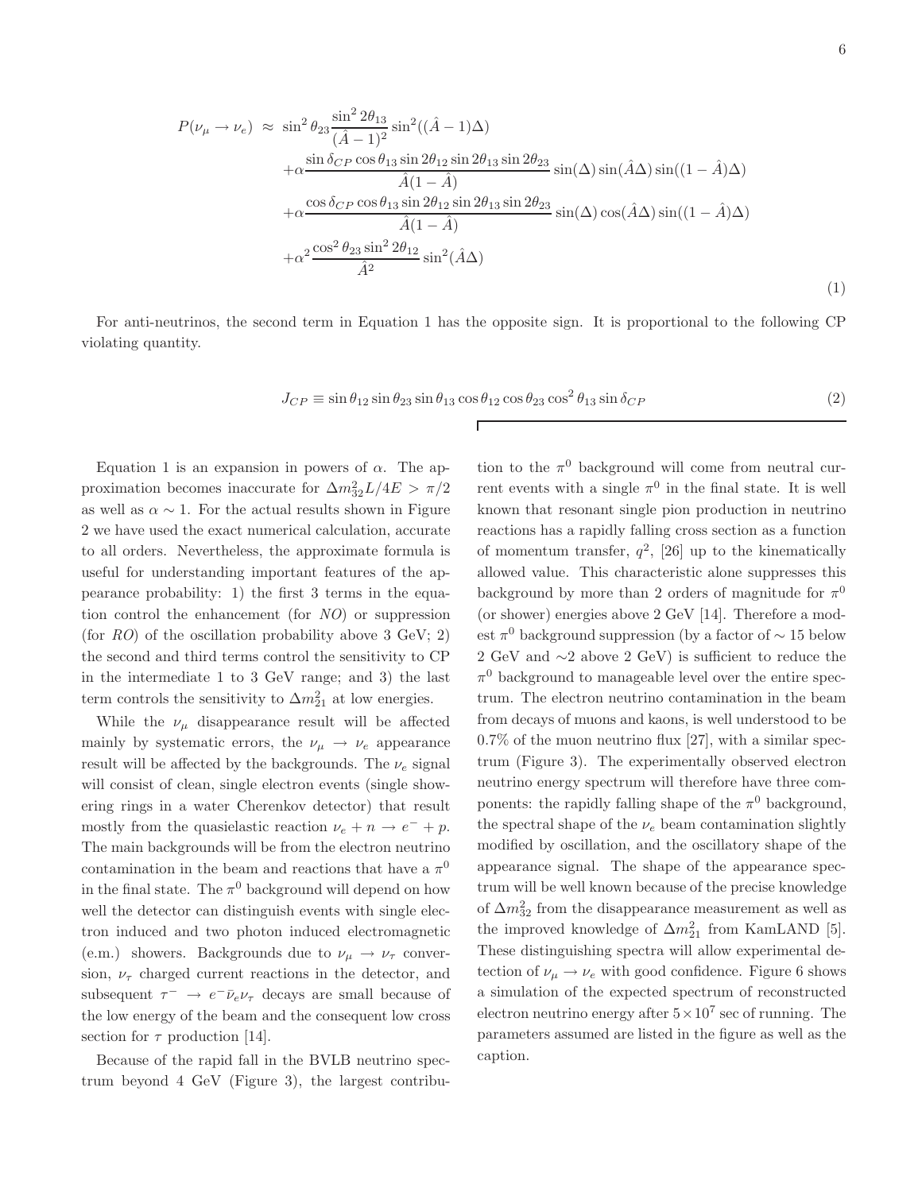$$
\begin{aligned}
P(\nu_\mu \to \nu_e) \;\approx\; & \sin^2\theta_{23}\frac{\sin^2 2\theta_{13}}{(\hat{A}-1)^2}\sin^2((\hat{A}-1)\Delta) \\
& +\alpha\frac{\sin\delta_{CP}\cos\theta_{13}\sin 2\theta_{12}\sin 2\theta_{13}\sin 2\theta_{23}}{\hat{A}(1-\hat{A})}\sin(\Delta)\sin(\hat{A}\Delta)\sin((1-\hat{A})\Delta) \\
& +\alpha\frac{\cos\delta_{CP}\cos\theta_{13}\sin 2\theta_{12}\sin 2\theta_{13}\sin 2\theta_{23}}{\hat{A}(1-\hat{A})}\sin(\Delta)\cos(\hat{A}\Delta)\sin((1-\hat{A})\Delta) \\
& +\alpha^2\frac{\cos^2\theta_{23}\sin^2 2\theta_{12}}{\hat{A}^2}\sin^2(\hat{A}\Delta)
\end{aligned}
\tag{1}
$$

For anti-neutrinos, the second term in Equation 1 has the opposite sign. It is proportional to the following CP violating quantity.

$$
J_{CP} \equiv \sin\theta_{12}\sin\theta_{23}\sin\theta_{13}\cos\theta_{12}\cos\theta_{23}\cos^2\theta_{13}\sin\delta_{CP} \tag{2}
$$

Equation 1 is an expansion in powers of $\alpha$. The approximation becomes inaccurate for $\Delta m^2_{32}L/4E > \pi/2$ as well as $\alpha \sim 1$. For the actual results shown in Figure 2 we have used the exact numerical calculation, accurate to all orders. Nevertheless, the approximate formula is useful for understanding important features of the appearance probability: 1) the first 3 terms in the equation control the enhancement (for *NO*) or suppression (for *RO*) of the oscillation probability above 3 GeV; 2) the second and third terms control the sensitivity to CP in the intermediate 1 to 3 GeV range; and 3) the last term controls the sensitivity to $\Delta m^2_{21}$ at low energies.

While the $\nu_\mu$ disappearance result will be affected mainly by systematic errors, the $\nu_\mu \to \nu_e$ appearance result will be affected by the backgrounds. The $\nu_e$ signal will consist of clean, single electron events (single showering rings in a water Cherenkov detector) that result mostly from the quasielastic reaction $\nu_e + n \to e^- + p$. The main backgrounds will be from the electron neutrino contamination in the beam and reactions that have a $\pi^0$ in the final state. The $\pi^0$ background will depend on how well the detector can distinguish events with single electron induced and two photon induced electromagnetic (e.m.) showers. Backgrounds due to $\nu_\mu \to \nu_\tau$ conversion, $\nu_\tau$ charged current reactions in the detector, and subsequent $\tau^- \to e^-\bar{\nu}_e\nu_\tau$ decays are small because of the low energy of the beam and the consequent low cross section for $\tau$ production [14].

Because of the rapid fall in the BVLB neutrino spectrum beyond 4 GeV (Figure 3), the largest contribution to the $\pi^0$ background will come from neutral current events with a single $\pi^0$ in the final state. It is well known that resonant single pion production in neutrino reactions has a rapidly falling cross section as a function of momentum transfer, $q^2$, [26] up to the kinematically allowed value. This characteristic alone suppresses this background by more than 2 orders of magnitude for $\pi^0$ (or shower) energies above 2 GeV [14]. Therefore a modest $\pi^0$ background suppression (by a factor of $\sim 15$ below 2 GeV and $\sim$2 above 2 GeV) is sufficient to reduce the $\pi^0$ background to manageable level over the entire spectrum. The electron neutrino contamination in the beam from decays of muons and kaons, is well understood to be 0.7% of the muon neutrino flux [27], with a similar spectrum (Figure 3). The experimentally observed electron neutrino energy spectrum will therefore have three components: the rapidly falling shape of the $\pi^0$ background, the spectral shape of the $\nu_e$ beam contamination slightly modified by oscillation, and the oscillatory shape of the appearance signal. The shape of the appearance spectrum will be well known because of the precise knowledge of $\Delta m^2_{32}$ from the disappearance measurement as well as the improved knowledge of $\Delta m^2_{21}$ from KamLAND [5]. These distinguishing spectra will allow experimental detection of $\nu_\mu \to \nu_e$ with good confidence. Figure 6 shows a simulation of the expected spectrum of reconstructed electron neutrino energy after $5\times10^7$ sec of running. The parameters assumed are listed in the figure as well as the caption.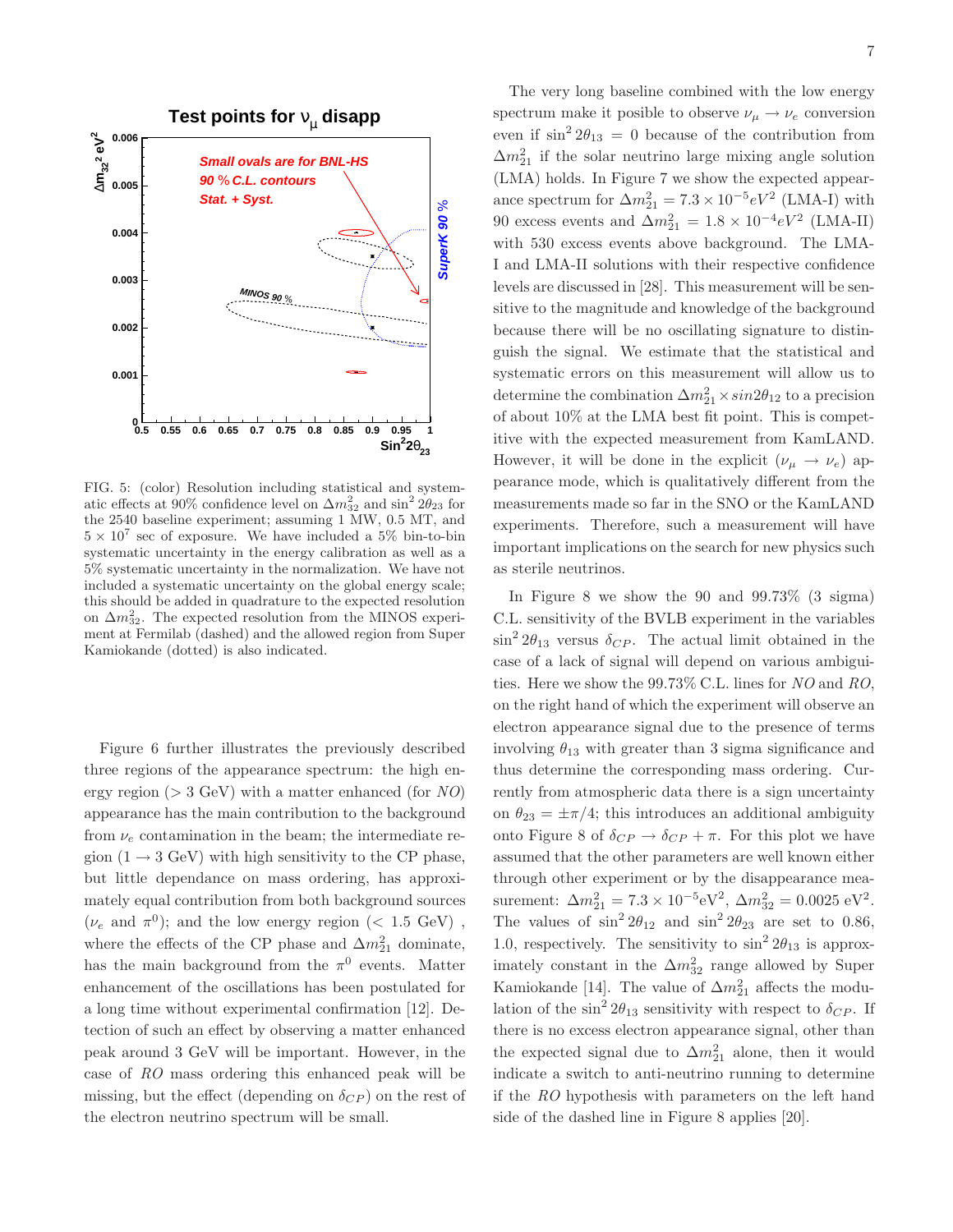FIG. 5: (color) Resolution including statistical and systematic effects at 90% confidence level on $\Delta m^2_{32}$ and $\sin^2 2\theta_{23}$ for the 2540 baseline experiment; assuming 1 MW, 0.5 MT, and $5 \times 10^7$ sec of exposure. We have included a 5% bin-to-bin systematic uncertainty in the energy calibration as well as a 5% systematic uncertainty in the normalization. We have not included a systematic uncertainty on the global energy scale; this should be added in quadrature to the expected resolution on $\Delta m^2_{32}$. The expected resolution from the MINOS experiment at Fermilab (dashed) and the allowed region from Super Kamiokande (dotted) is also indicated.

Figure 6 further illustrates the previously described three regions of the appearance spectrum: the high energy region ($> 3$ GeV) with a matter enhanced (for *NO*) appearance has the main contribution to the background from $\nu_e$ contamination in the beam; the intermediate region ($1 \rightarrow 3$ GeV) with high sensitivity to the CP phase, but little dependance on mass ordering, has approximately equal contribution from both background sources ($\nu_e$ and $\pi^0$); and the low energy region ($< 1.5$ GeV) , where the effects of the CP phase and $\Delta m^2_{21}$ dominate, has the main background from the $\pi^0$ events. Matter enhancement of the oscillations has been postulated for a long time without experimental confirmation [12]. Detection of such an effect by observing a matter enhanced peak around 3 GeV will be important. However, in the case of *RO* mass ordering this enhanced peak will be missing, but the effect (depending on $\delta_{CP}$) on the rest of the electron neutrino spectrum will be small.

The very long baseline combined with the low energy spectrum make it posible to observe $\nu_\mu \rightarrow \nu_e$ conversion even if $\sin^2 2\theta_{13} = 0$ because of the contribution from $\Delta m^2_{21}$ if the solar neutrino large mixing angle solution (LMA) holds. In Figure 7 we show the expected appearance spectrum for $\Delta m^2_{21} = 7.3 \times 10^{-5} eV^2$ (LMA-I) with 90 excess events and $\Delta m^2_{21} = 1.8 \times 10^{-4} eV^2$ (LMA-II) with 530 excess events above background. The LMA-I and LMA-II solutions with their respective confidence levels are discussed in [28]. This measurement will be sensitive to the magnitude and knowledge of the background because there will be no oscillating signature to distinguish the signal. We estimate that the statistical and systematic errors on this measurement will allow us to determine the combination $\Delta m^2_{21} \times sin 2\theta_{12}$ to a precision of about 10% at the LMA best fit point. This is competitive with the expected measurement from KamLAND. However, it will be done in the explicit ($\nu_\mu \rightarrow \nu_e$) appearance mode, which is qualitatively different from the measurements made so far in the SNO or the KamLAND experiments. Therefore, such a measurement will have important implications on the search for new physics such as sterile neutrinos.

In Figure 8 we show the 90 and 99.73% (3 sigma) C.L. sensitivity of the BVLB experiment in the variables $\sin^2 2\theta_{13}$ versus $\delta_{CP}$. The actual limit obtained in the case of a lack of signal will depend on various ambiguities. Here we show the 99.73% C.L. lines for *NO* and *RO*, on the right hand of which the experiment will observe an electron appearance signal due to the presence of terms involving $\theta_{13}$ with greater than 3 sigma significance and thus determine the corresponding mass ordering. Currently from atmospheric data there is a sign uncertainty on $\theta_{23} = \pm\pi/4$; this introduces an additional ambiguity onto Figure 8 of $\delta_{CP} \rightarrow \delta_{CP} + \pi$. For this plot we have assumed that the other parameters are well known either through other experiment or by the disappearance measurement: $\Delta m^2_{21} = 7.3 \times 10^{-5}\text{eV}^2$, $\Delta m^2_{32} = 0.0025$ eV$^2$. The values of $\sin^2 2\theta_{12}$ and $\sin^2 2\theta_{23}$ are set to 0.86, 1.0, respectively. The sensitivity to $\sin^2 2\theta_{13}$ is approximately constant in the $\Delta m^2_{32}$ range allowed by Super Kamiokande [14]. The value of $\Delta m^2_{21}$ affects the modulation of the $\sin^2 2\theta_{13}$ sensitivity with respect to $\delta_{CP}$. If there is no excess electron appearance signal, other than the expected signal due to $\Delta m^2_{21}$ alone, then it would indicate a switch to anti-neutrino running to determine if the *RO* hypothesis with parameters on the left hand side of the dashed line in Figure 8 applies [20].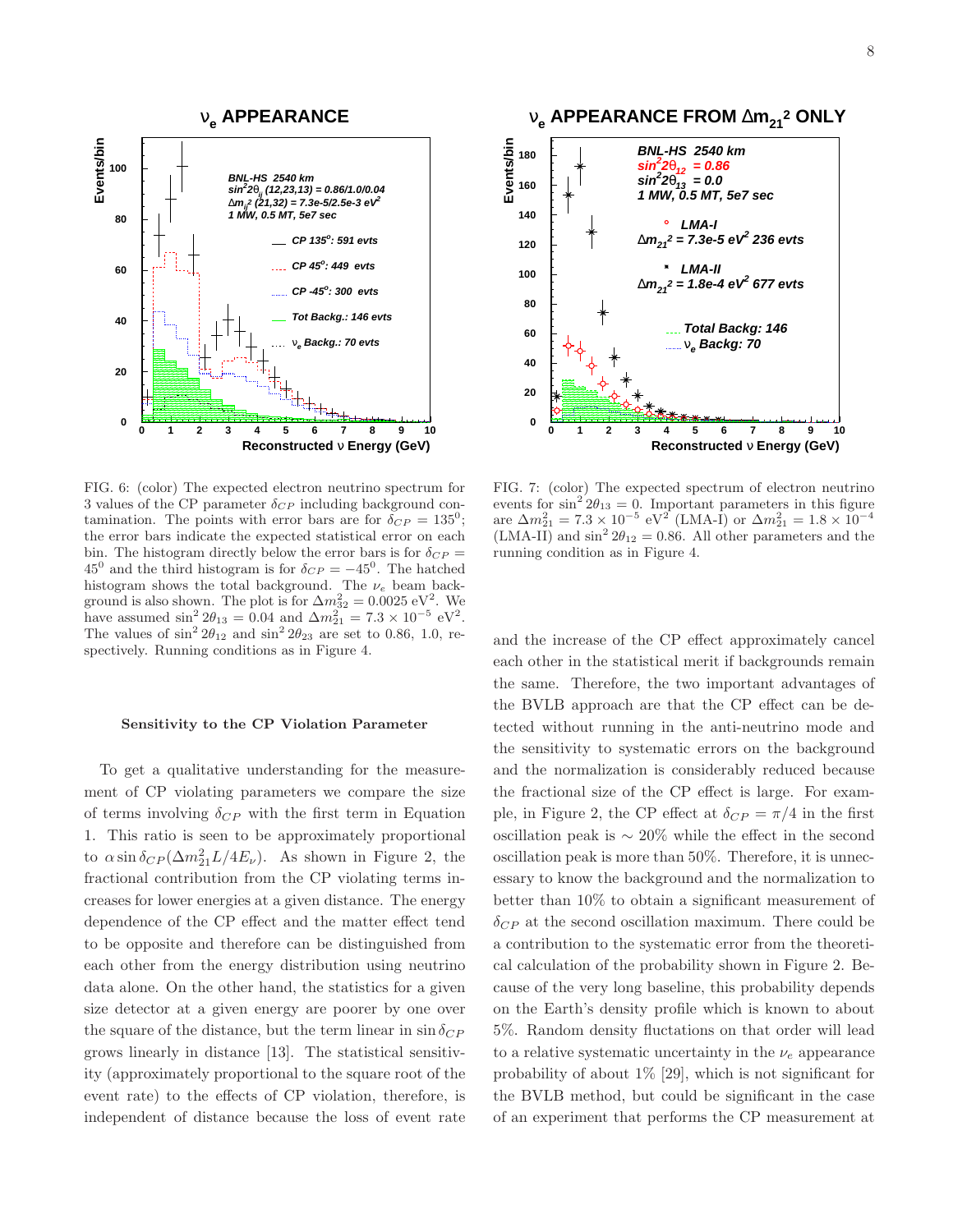FIG. 6: (color) The expected electron neutrino spectrum for 3 values of the CP parameter $\delta_{CP}$ including background contamination. The points with error bars are for $\delta_{CP} = 135^0$; the error bars indicate the expected statistical error on each bin. The histogram directly below the error bars is for $\delta_{CP} = 45^0$ and the third histogram is for $\delta_{CP} = -45^0$. The hatched histogram shows the total background. The $\nu_e$ beam background is also shown. The plot is for $\Delta m^2_{32} = 0.0025$ eV$^2$. We have assumed $\sin^2 2\theta_{13} = 0.04$ and $\Delta m^2_{21} = 7.3 \times 10^{-5}$ eV$^2$. The values of $\sin^2 2\theta_{12}$ and $\sin^2 2\theta_{23}$ are set to 0.86, 1.0, respectively. Running conditions as in Figure 4.

FIG. 7: (color) The expected spectrum of electron neutrino events for $\sin^2 2\theta_{13} = 0$. Important parameters in this figure are $\Delta m^2_{21} = 7.3 \times 10^{-5}$ eV$^2$ (LMA-I) or $\Delta m^2_{21} = 1.8 \times 10^{-4}$ (LMA-II) and $\sin^2 2\theta_{12} = 0.86$. All other parameters and the running condition as in Figure 4.

### Sensitivity to the CP Violation Parameter

To get a qualitative understanding for the measurement of CP violating parameters we compare the size of terms involving $\delta_{CP}$ with the first term in Equation 1. This ratio is seen to be approximately proportional to $\alpha \sin\delta_{CP}(\Delta m^2_{21} L/4E_\nu)$. As shown in Figure 2, the fractional contribution from the CP violating terms increases for lower energies at a given distance. The energy dependence of the CP effect and the matter effect tend to be opposite and therefore can be distinguished from each other from the energy distribution using neutrino data alone. On the other hand, the statistics for a given size detector at a given energy are poorer by one over the square of the distance, but the term linear in $\sin\delta_{CP}$ grows linearly in distance [13]. The statistical sensitivity (approximately proportional to the square root of the event rate) to the effects of CP violation, therefore, is independent of distance because the loss of event rate and the increase of the CP effect approximately cancel each other in the statistical merit if backgrounds remain the same. Therefore, the two important advantages of the BVLB approach are that the CP effect can be detected without running in the anti-neutrino mode and the sensitivity to systematic errors on the background and the normalization is considerably reduced because the fractional size of the CP effect is large. For example, in Figure 2, the CP effect at $\delta_{CP} = \pi/4$ in the first oscillation peak is $\sim 20\%$ while the effect in the second oscillation peak is more than 50%. Therefore, it is unnecessary to know the background and the normalization to better than 10% to obtain a significant measurement of $\delta_{CP}$ at the second oscillation maximum. There could be a contribution to the systematic error from the theoretical calculation of the probability shown in Figure 2. Because of the very long baseline, this probability depends on the Earth's density profile which is known to about 5%. Random density fluctations on that order will lead to a relative systematic uncertainty in the $\nu_e$ appearance probability of about 1% [29], which is not significant for the BVLB method, but could be significant in the case of an experiment that performs the CP measurement at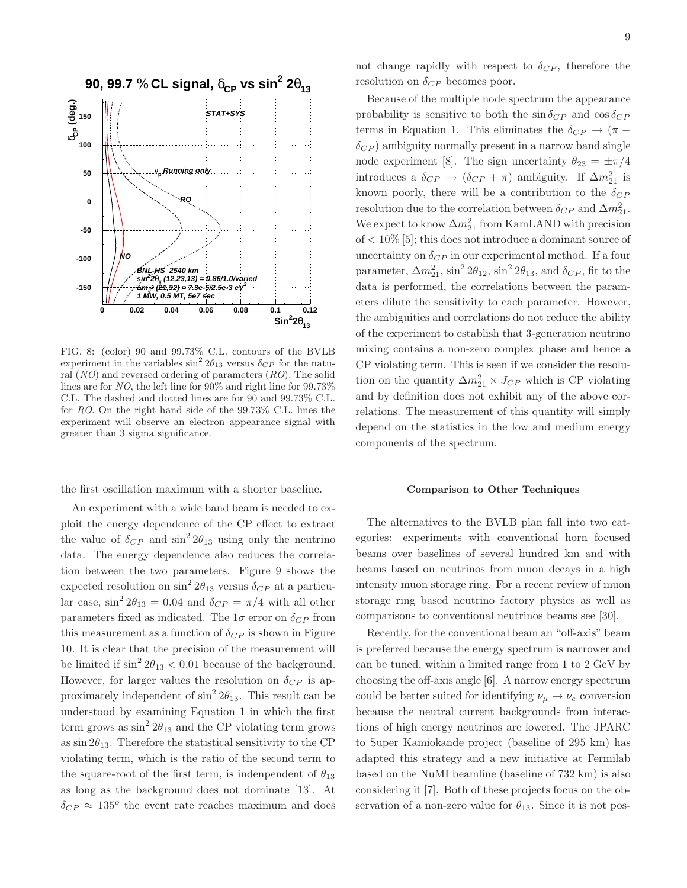FIG. 8: (color) 90 and 99.73% C.L. contours of the BVLB experiment in the variables $\sin^2 2\theta_{13}$ versus $\delta_{CP}$ for the natural (*NO*) and reversed ordering of parameters (*RO*). The solid lines are for *NO*, the left line for 90% and right line for 99.73% C.L. The dashed and dotted lines are for 90 and 99.73% C.L. for *RO*. On the right hand side of the 99.73% C.L. lines the experiment will observe an electron appearance signal with greater than 3 sigma significance.

the first oscillation maximum with a shorter baseline.

An experiment with a wide band beam is needed to exploit the energy dependence of the CP effect to extract the value of $\delta_{CP}$ and $\sin^2 2\theta_{13}$ using only the neutrino data. The energy dependence also reduces the correlation between the two parameters. Figure 9 shows the expected resolution on $\sin^2 2\theta_{13}$ versus $\delta_{CP}$ at a particular case, $\sin^2 2\theta_{13} = 0.04$ and $\delta_{CP} = \pi/4$ with all other parameters fixed as indicated. The $1\sigma$ error on $\delta_{CP}$ from this measurement as a function of $\delta_{CP}$ is shown in Figure 10. It is clear that the precision of the measurement will be limited if $\sin^2 2\theta_{13} < 0.01$ because of the background. However, for larger values the resolution on $\delta_{CP}$ is approximately independent of $\sin^2 2\theta_{13}$. This result can be understood by examining Equation 1 in which the first term grows as $\sin^2 2\theta_{13}$ and the CP violating term grows as $\sin 2\theta_{13}$. Therefore the statistical sensitivity to the CP violating term, which is the ratio of the second term to the square-root of the first term, is indenpendent of $\theta_{13}$ as long as the background does not dominate [13]. At $\delta_{CP} \approx 135^o$ the event rate reaches maximum and does not change rapidly with respect to $\delta_{CP}$, therefore the resolution on $\delta_{CP}$ becomes poor.

Because of the multiple node spectrum the appearance probability is sensitive to both the $\sin\delta_{CP}$ and $\cos\delta_{CP}$ terms in Equation 1. This eliminates the $\delta_{CP} \to (\pi - \delta_{CP})$ ambiguity normally present in a narrow band single node experiment [8]. The sign uncertainty $\theta_{23} = \pm\pi/4$ introduces a $\delta_{CP} \to (\delta_{CP} + \pi)$ ambiguity. If $\Delta m^2_{21}$ is known poorly, there will be a contribution to the $\delta_{CP}$ resolution due to the correlation between $\delta_{CP}$ and $\Delta m^2_{21}$. We expect to know $\Delta m^2_{21}$ from KamLAND with precision of $< 10\%$ [5]; this does not introduce a dominant source of uncertainty on $\delta_{CP}$ in our experimental method. If a four parameter, $\Delta m^2_{21}$, $\sin^2 2\theta_{12}$, $\sin^2 2\theta_{13}$, and $\delta_{CP}$, fit to the data is performed, the correlations between the parameters dilute the sensitivity to each parameter. However, the ambiguities and correlations do not reduce the ability of the experiment to establish that 3-generation neutrino mixing contains a non-zero complex phase and hence a CP violating term. This is seen if we consider the resolution on the quantity $\Delta m^2_{21} \times J_{CP}$ which is CP violating and by definition does not exhibit any of the above correlations. The measurement of this quantity will simply depend on the statistics in the low and medium energy components of the spectrum.

### Comparison to Other Techniques

The alternatives to the BVLB plan fall into two categories: experiments with conventional horn focused beams over baselines of several hundred km and with beams based on neutrinos from muon decays in a high intensity muon storage ring. For a recent review of muon storage ring based neutrino factory physics as well as comparisons to conventional neutrinos beams see [30].

Recently, for the conventional beam an "off-axis" beam is preferred because the energy spectrum is narrower and can be tuned, within a limited range from 1 to 2 GeV by choosing the off-axis angle [6]. A narrow energy spectrum could be better suited for identifying $\nu_\mu \to \nu_e$ conversion because the neutral current backgrounds from interactions of high energy neutrinos are lowered. The JPARC to Super Kamiokande project (baseline of 295 km) has adapted this strategy and a new initiative at Fermilab based on the NuMI beamline (baseline of 732 km) is also considering it [7]. Both of these projects focus on the observation of a non-zero value for $\theta_{13}$. Since it is not pos-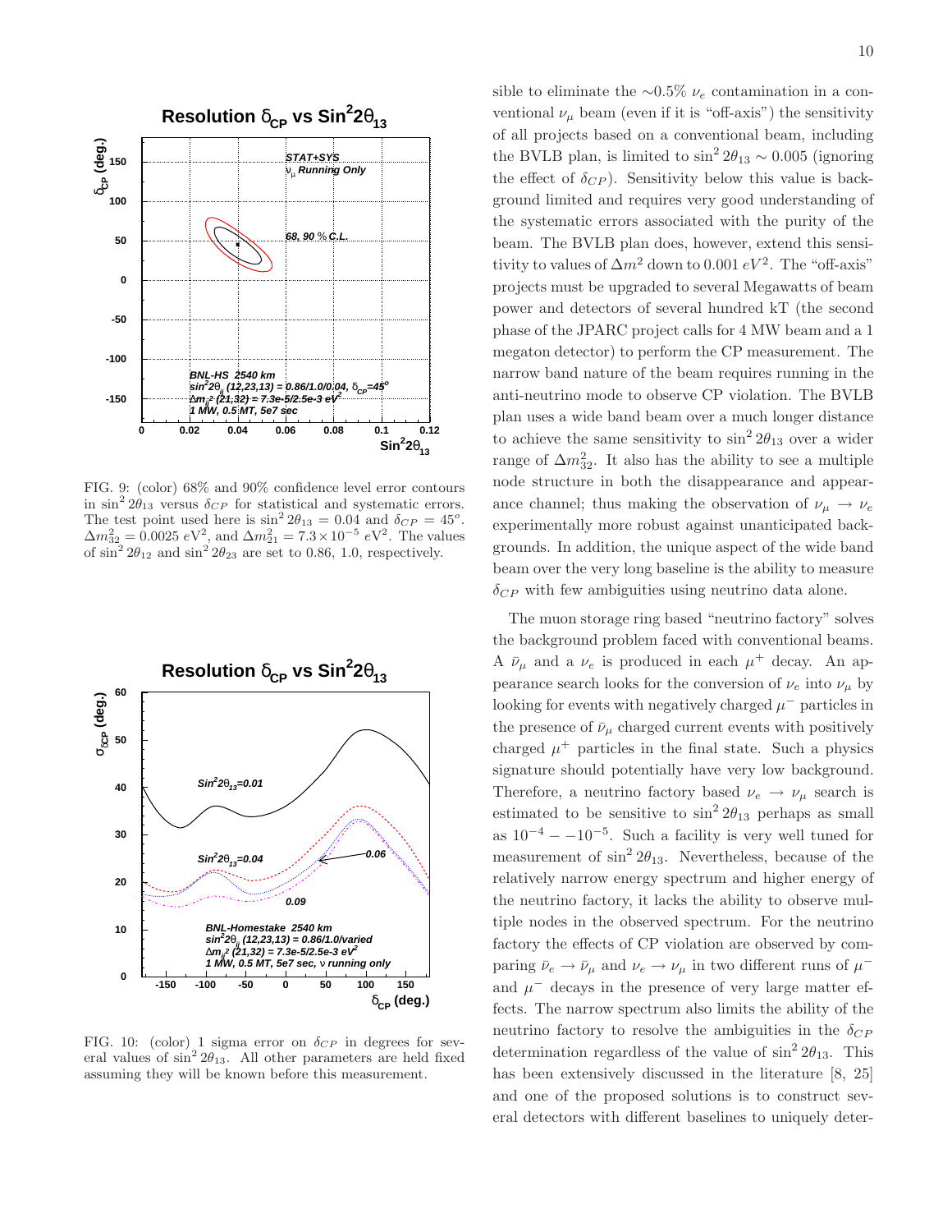FIG. 9: (color) 68% and 90% confidence level error contours in $\sin^2 2\theta_{13}$ versus $\delta_{CP}$ for statistical and systematic errors. The test point used here is $\sin^2 2\theta_{13} = 0.04$ and $\delta_{CP} = 45^o$. $\Delta m^2_{32} = 0.0025\ eV^2$, and $\Delta m^2_{21} = 7.3 \times 10^{-5}\ eV^2$. The values of $\sin^2 2\theta_{12}$ and $\sin^2 2\theta_{23}$ are set to 0.86, 1.0, respectively.

FIG. 10: (color) 1 sigma error on $\delta_{CP}$ in degrees for several values of $\sin^2 2\theta_{13}$. All other parameters are held fixed assuming they will be known before this measurement.

sible to eliminate the $\sim$0.5% $\nu_e$ contamination in a conventional $\nu_\mu$ beam (even if it is "off-axis") the sensitivity of all projects based on a conventional beam, including the BVLB plan, is limited to $\sin^2 2\theta_{13} \sim 0.005$ (ignoring the effect of $\delta_{CP}$). Sensitivity below this value is background limited and requires very good understanding of the systematic errors associated with the purity of the beam. The BVLB plan does, however, extend this sensitivity to values of $\Delta m^2$ down to $0.001\ eV^2$. The "off-axis" projects must be upgraded to several Megawatts of beam power and detectors of several hundred kT (the second phase of the JPARC project calls for 4 MW beam and a 1 megaton detector) to perform the CP measurement. The narrow band nature of the beam requires running in the anti-neutrino mode to observe CP violation. The BVLB plan uses a wide band beam over a much longer distance to achieve the same sensitivity to $\sin^2 2\theta_{13}$ over a wider range of $\Delta m^2_{32}$. It also has the ability to see a multiple node structure in both the disappearance and appearance channel; thus making the observation of $\nu_\mu \rightarrow \nu_e$ experimentally more robust against unanticipated backgrounds. In addition, the unique aspect of the wide band beam over the very long baseline is the ability to measure $\delta_{CP}$ with few ambiguities using neutrino data alone.

The muon storage ring based "neutrino factory" solves the background problem faced with conventional beams. A $\bar{\nu}_\mu$ and a $\nu_e$ is produced in each $\mu^+$ decay. An appearance search looks for the conversion of $\nu_e$ into $\nu_\mu$ by looking for events with negatively charged $\mu^-$ particles in the presence of $\bar{\nu}_\mu$ charged current events with positively charged $\mu^+$ particles in the final state. Such a physics signature should potentially have very low background. Therefore, a neutrino factory based $\nu_e \rightarrow \nu_\mu$ search is estimated to be sensitive to $\sin^2 2\theta_{13}$ perhaps as small as $10^{-4} - -10^{-5}$. Such a facility is very well tuned for measurement of $\sin^2 2\theta_{13}$. Nevertheless, because of the relatively narrow energy spectrum and higher energy of the neutrino factory, it lacks the ability to observe multiple nodes in the observed spectrum. For the neutrino factory the effects of CP violation are observed by comparing $\bar{\nu}_e \rightarrow \bar{\nu}_\mu$ and $\nu_e \rightarrow \nu_\mu$ in two different runs of $\mu^-$ and $\mu^-$ decays in the presence of very large matter effects. The narrow spectrum also limits the ability of the neutrino factory to resolve the ambiguities in the $\delta_{CP}$ determination regardless of the value of $\sin^2 2\theta_{13}$. This has been extensively discussed in the literature [8, 25] and one of the proposed solutions is to construct several detectors with different baselines to uniquely deter-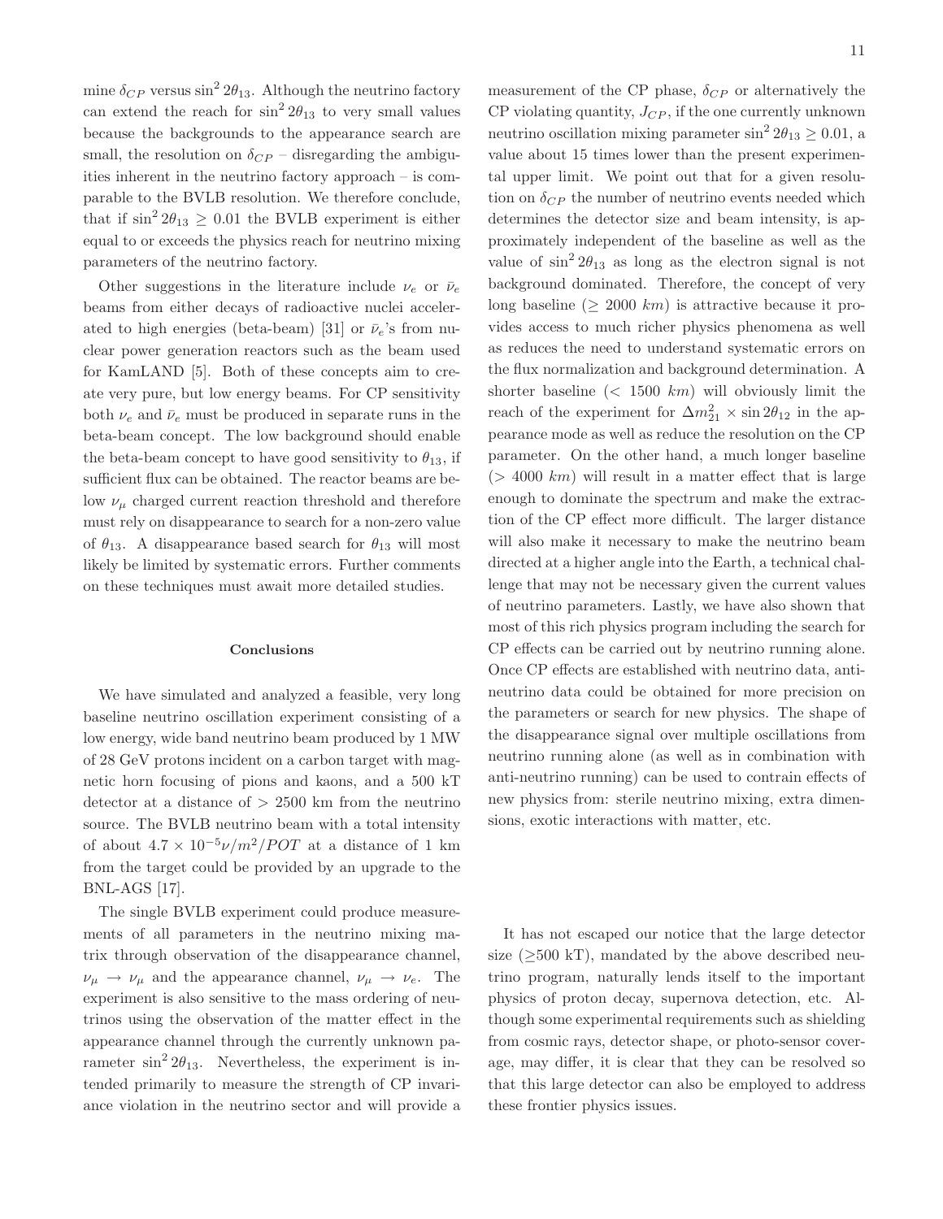mine $\delta_{CP}$ versus $\sin^2 2\theta_{13}$. Although the neutrino factory can extend the reach for $\sin^2 2\theta_{13}$ to very small values because the backgrounds to the appearance search are small, the resolution on $\delta_{CP}$ – disregarding the ambiguities inherent in the neutrino factory approach – is comparable to the BVLB resolution. We therefore conclude, that if $\sin^2 2\theta_{13} \geq 0.01$ the BVLB experiment is either equal to or exceeds the physics reach for neutrino mixing parameters of the neutrino factory.

Other suggestions in the literature include $\nu_e$ or $\bar{\nu}_e$ beams from either decays of radioactive nuclei accelerated to high energies (beta-beam) [31] or $\bar{\nu}_e$'s from nuclear power generation reactors such as the beam used for KamLAND [5]. Both of these concepts aim to create very pure, but low energy beams. For CP sensitivity both $\nu_e$ and $\bar{\nu}_e$ must be produced in separate runs in the beta-beam concept. The low background should enable the beta-beam concept to have good sensitivity to $\theta_{13}$, if sufficient flux can be obtained. The reactor beams are below $\nu_\mu$ charged current reaction threshold and therefore must rely on disappearance to search for a non-zero value of $\theta_{13}$. A disappearance based search for $\theta_{13}$ will most likely be limited by systematic errors. Further comments on these techniques must await more detailed studies.

### Conclusions

We have simulated and analyzed a feasible, very long baseline neutrino oscillation experiment consisting of a low energy, wide band neutrino beam produced by 1 MW of 28 GeV protons incident on a carbon target with magnetic horn focusing of pions and kaons, and a 500 kT detector at a distance of $> 2500$ km from the neutrino source. The BVLB neutrino beam with a total intensity of about $4.7 \times 10^{-5} \nu/m^2/POT$ at a distance of 1 km from the target could be provided by an upgrade to the BNL-AGS [17].

The single BVLB experiment could produce measurements of all parameters in the neutrino mixing matrix through observation of the disappearance channel, $\nu_\mu \to \nu_\mu$ and the appearance channel, $\nu_\mu \to \nu_e$. The experiment is also sensitive to the mass ordering of neutrinos using the observation of the matter effect in the appearance channel through the currently unknown parameter $\sin^2 2\theta_{13}$. Nevertheless, the experiment is intended primarily to measure the strength of CP invariance violation in the neutrino sector and will provide a measurement of the CP phase, $\delta_{CP}$ or alternatively the CP violating quantity, $J_{CP}$, if the one currently unknown neutrino oscillation mixing parameter $\sin^2 2\theta_{13} \geq 0.01$, a value about 15 times lower than the present experimental upper limit. We point out that for a given resolution on $\delta_{CP}$ the number of neutrino events needed which determines the detector size and beam intensity, is approximately independent of the baseline as well as the value of $\sin^2 2\theta_{13}$ as long as the electron signal is not background dominated. Therefore, the concept of very long baseline ($\geq 2000$ *km*) is attractive because it provides access to much richer physics phenomena as well as reduces the need to understand systematic errors on the flux normalization and background determination. A shorter baseline ($< 1500$ *km*) will obviously limit the reach of the experiment for $\Delta m^2_{21} \times \sin 2\theta_{12}$ in the appearance mode as well as reduce the resolution on the CP parameter. On the other hand, a much longer baseline ($> 4000$ *km*) will result in a matter effect that is large enough to dominate the spectrum and make the extraction of the CP effect more difficult. The larger distance will also make it necessary to make the neutrino beam directed at a higher angle into the Earth, a technical challenge that may not be necessary given the current values of neutrino parameters. Lastly, we have also shown that most of this rich physics program including the search for CP effects can be carried out by neutrino running alone. Once CP effects are established with neutrino data, anti-neutrino data could be obtained for more precision on the parameters or search for new physics. The shape of the disappearance signal over multiple oscillations from neutrino running alone (as well as in combination with anti-neutrino running) can be used to contrain effects of new physics from: sterile neutrino mixing, extra dimensions, exotic interactions with matter, etc.

It has not escaped our notice that the large detector size ($\geq$500 kT), mandated by the above described neutrino program, naturally lends itself to the important physics of proton decay, supernova detection, etc. Although some experimental requirements such as shielding from cosmic rays, detector shape, or photo-sensor coverage, may differ, it is clear that they can be resolved so that this large detector can also be employed to address these frontier physics issues.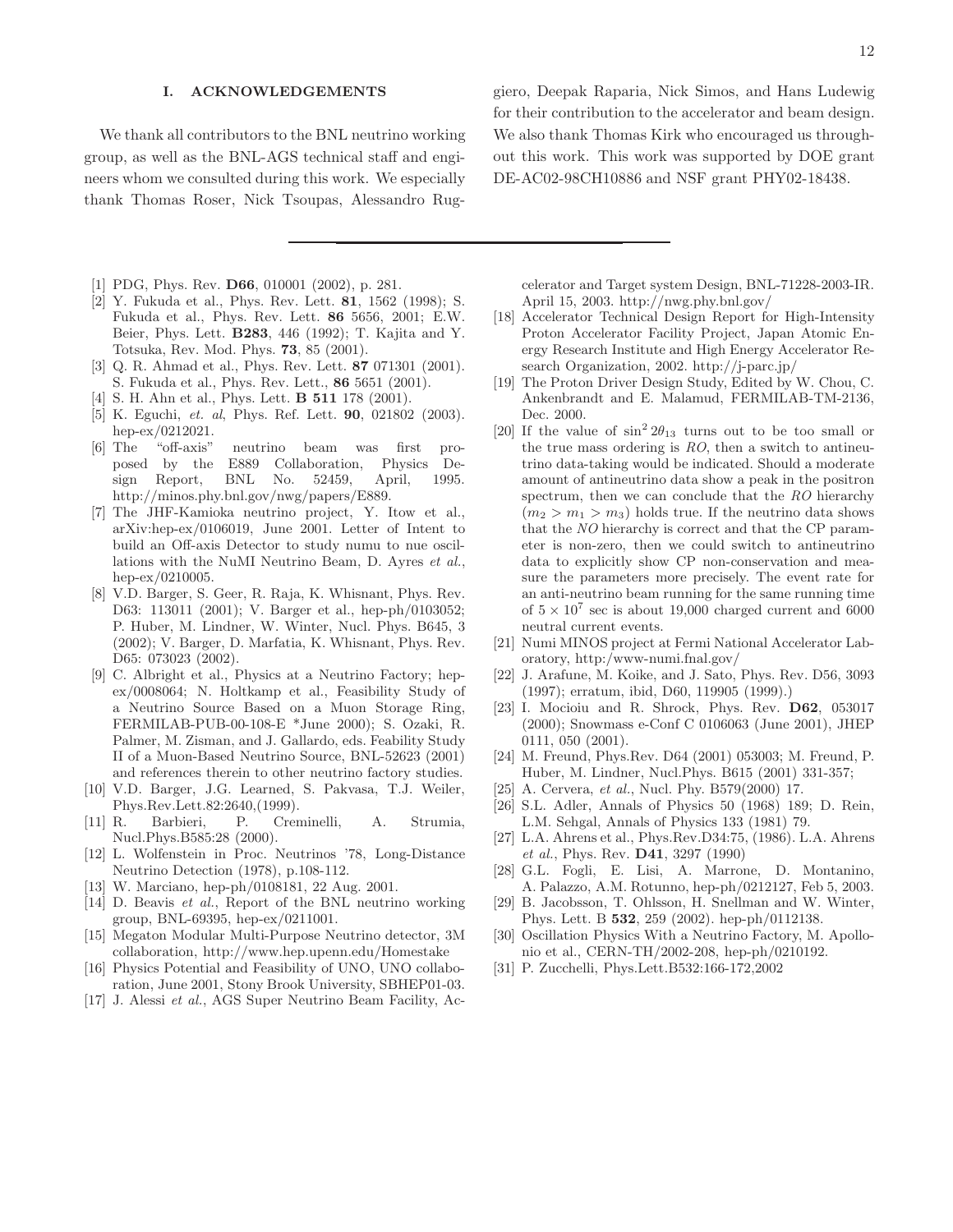## I. ACKNOWLEDGEMENTS

We thank all contributors to the BNL neutrino working group, as well as the BNL-AGS technical staff and engineers whom we consulted during this work. We especially thank Thomas Roser, Nick Tsoupas, Alessandro Ruggiero, Deepak Raparia, Nick Simos, and Hans Ludewig for their contribution to the accelerator and beam design. We also thank Thomas Kirk who encouraged us throughout this work. This work was supported by DOE grant DE-AC02-98CH10886 and NSF grant PHY02-18438.

---

[1] PDG, Phys. Rev. **D66**, 010001 (2002), p. 281.

[2] Y. Fukuda et al., Phys. Rev. Lett. **81**, 1562 (1998); S. Fukuda et al., Phys. Rev. Lett. **86** 5656, 2001; E.W. Beier, Phys. Lett. **B283**, 446 (1992); T. Kajita and Y. Totsuka, Rev. Mod. Phys. **73**, 85 (2001).

[3] Q. R. Ahmad et al., Phys. Rev. Lett. **87** 071301 (2001). S. Fukuda et al., Phys. Rev. Lett., **86** 5651 (2001).

[4] S. H. Ahn et al., Phys. Lett. **B 511** 178 (2001).

[5] K. Eguchi, *et. al*, Phys. Ref. Lett. **90**, 021802 (2003). hep-ex/0212021.

[6] The "off-axis" neutrino beam was first proposed by the E889 Collaboration, Physics Design Report, BNL No. 52459, April, 1995. http://minos.phy.bnl.gov/nwg/papers/E889.

[7] The JHF-Kamioka neutrino project, Y. Itow et al., arXiv:hep-ex/0106019, June 2001. Letter of Intent to build an Off-axis Detector to study numu to nue oscillations with the NuMI Neutrino Beam, D. Ayres *et al.*, hep-ex/0210005.

[8] V.D. Barger, S. Geer, R. Raja, K. Whisnant, Phys. Rev. D63: 113011 (2001); V. Barger et al., hep-ph/0103052; P. Huber, M. Lindner, W. Winter, Nucl. Phys. B645, 3 (2002); V. Barger, D. Marfatia, K. Whisnant, Phys. Rev. D65: 073023 (2002).

[9] C. Albright et al., Physics at a Neutrino Factory; hep-ex/0008064; N. Holtkamp et al., Feasibility Study of a Neutrino Source Based on a Muon Storage Ring, FERMILAB-PUB-00-108-E *June 2000); S. Ozaki, R. Palmer, M. Zisman, and J. Gallardo, eds. Feability Study II of a Muon-Based Neutrino Source, BNL-52623 (2001) and references therein to other neutrino factory studies.

[10] V.D. Barger, J.G. Learned, S. Pakvasa, T.J. Weiler, Phys.Rev.Lett.82:2640,(1999).

[11] R. Barbieri, P. Creminelli, A. Strumia, Nucl.Phys.B585:28 (2000).

[12] L. Wolfenstein in Proc. Neutrinos '78, Long-Distance Neutrino Detection (1978), p.108-112.

[13] W. Marciano, hep-ph/0108181, 22 Aug. 2001.

[14] D. Beavis *et al.*, Report of the BNL neutrino working group, BNL-69395, hep-ex/0211001.

[15] Megaton Modular Multi-Purpose Neutrino detector, 3M collaboration, http://www.hep.upenn.edu/Homestake

[16] Physics Potential and Feasibility of UNO, UNO collaboration, June 2001, Stony Brook University, SBHEP01-03.

[17] J. Alessi *et al.*, AGS Super Neutrino Beam Facility, Accelerator and Target system Design, BNL-71228-2003-IR. April 15, 2003. http://nwg.phy.bnl.gov/

[18] Accelerator Technical Design Report for High-Intensity Proton Accelerator Facility Project, Japan Atomic Energy Research Institute and High Energy Accelerator Research Organization, 2002. http://j-parc.jp/

[19] The Proton Driver Design Study, Edited by W. Chou, C. Ankenbrandt and E. Malamud, FERMILAB-TM-2136, Dec. 2000.

[20] If the value of $\sin^2 2\theta_{13}$ turns out to be too small or the true mass ordering is *RO*, then a switch to antineutrino data-taking would be indicated. Should a moderate amount of antineutrino data show a peak in the positron spectrum, then we can conclude that the *RO* hierarchy $(m_2 > m_1 > m_3)$ holds true. If the neutrino data shows that the *NO* hierarchy is correct and that the CP parameter is non-zero, then we could switch to antineutrino data to explicitly show CP non-conservation and measure the parameters more precisely. The event rate for an anti-neutrino beam running for the same running time of $5 \times 10^7$ sec is about 19,000 charged current and 6000 neutral current events.

[21] Numi MINOS project at Fermi National Accelerator Laboratory, http:/www-numi.fnal.gov/

[22] J. Arafune, M. Koike, and J. Sato, Phys. Rev. D56, 3093 (1997); erratum, ibid, D60, 119905 (1999).)

[23] I. Mocioiu and R. Shrock, Phys. Rev. **D62**, 053017 (2000); Snowmass e-Conf C 0106063 (June 2001), JHEP 0111, 050 (2001).

[24] M. Freund, Phys.Rev. D64 (2001) 053003; M. Freund, P. Huber, M. Lindner, Nucl.Phys. B615 (2001) 331-357;

[25] A. Cervera, *et al.*, Nucl. Phy. B579(2000) 17.

[26] S.L. Adler, Annals of Physics 50 (1968) 189; D. Rein, L.M. Sehgal, Annals of Physics 133 (1981) 79.

[27] L.A. Ahrens et al., Phys.Rev.D34:75, (1986). L.A. Ahrens *et al.*, Phys. Rev. **D41**, 3297 (1990)

[28] G.L. Fogli, E. Lisi, A. Marrone, D. Montanino, A. Palazzo, A.M. Rotunno, hep-ph/0212127, Feb 5, 2003.

[29] B. Jacobsson, T. Ohlsson, H. Snellman and W. Winter, Phys. Lett. B **532**, 259 (2002). hep-ph/0112138.

[30] Oscillation Physics With a Neutrino Factory, M. Apollonio et al., CERN-TH/2002-208, hep-ph/0210192.

[31] P. Zucchelli, Phys.Lett.B532:166-172,2002